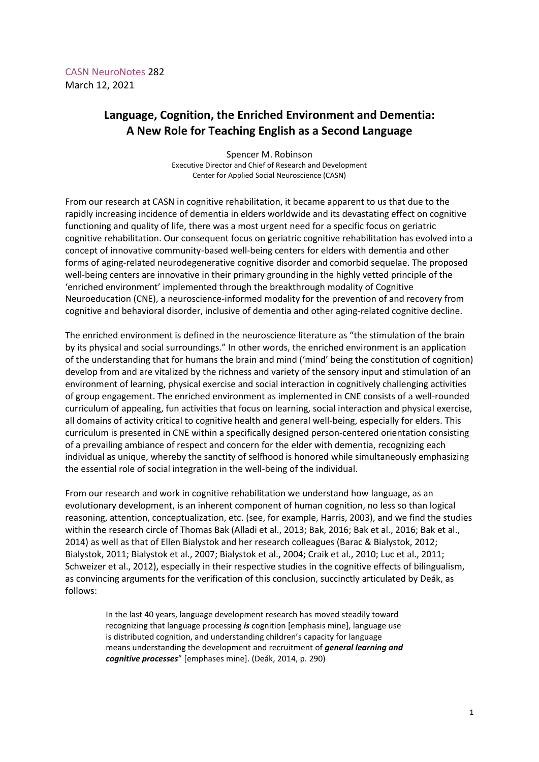CASN NeuroNotes 282
March 12, 2021

# Language, Cognition, the Enriched Environment and Dementia: A New Role for Teaching English as a Second Language

Spencer M. Robinson
Executive Director and Chief of Research and Development
Center for Applied Social Neuroscience (CASN)

From our research at CASN in cognitive rehabilitation, it became apparent to us that due to the rapidly increasing incidence of dementia in elders worldwide and its devastating effect on cognitive functioning and quality of life, there was a most urgent need for a specific focus on geriatric cognitive rehabilitation. Our consequent focus on geriatric cognitive rehabilitation has evolved into a concept of innovative community-based well-being centers for elders with dementia and other forms of aging-related neurodegenerative cognitive disorder and comorbid sequelae. The proposed well-being centers are innovative in their primary grounding in the highly vetted principle of the 'enriched environment' implemented through the breakthrough modality of Cognitive Neuroeducation (CNE), a neuroscience-informed modality for the prevention of and recovery from cognitive and behavioral disorder, inclusive of dementia and other aging-related cognitive decline.

The enriched environment is defined in the neuroscience literature as "the stimulation of the brain by its physical and social surroundings." In other words, the enriched environment is an application of the understanding that for humans the brain and mind ('mind' being the constitution of cognition) develop from and are vitalized by the richness and variety of the sensory input and stimulation of an environment of learning, physical exercise and social interaction in cognitively challenging activities of group engagement. The enriched environment as implemented in CNE consists of a well-rounded curriculum of appealing, fun activities that focus on learning, social interaction and physical exercise, all domains of activity critical to cognitive health and general well-being, especially for elders. This curriculum is presented in CNE within a specifically designed person-centered orientation consisting of a prevailing ambiance of respect and concern for the elder with dementia, recognizing each individual as unique, whereby the sanctity of selfhood is honored while simultaneously emphasizing the essential role of social integration in the well-being of the individual.

From our research and work in cognitive rehabilitation we understand how language, as an evolutionary development, is an inherent component of human cognition, no less so than logical reasoning, attention, conceptualization, etc. (see, for example, Harris, 2003), and we find the studies within the research circle of Thomas Bak (Alladi et al., 2013; Bak, 2016; Bak et al., 2016; Bak et al., 2014) as well as that of Ellen Bialystok and her research colleagues (Barac & Bialystok, 2012; Bialystok, 2011; Bialystok et al., 2007; Bialystok et al., 2004; Craik et al., 2010; Luc et al., 2011; Schweizer et al., 2012), especially in their respective studies in the cognitive effects of bilingualism, as convincing arguments for the verification of this conclusion, succinctly articulated by Deák, as follows:

> In the last 40 years, language development research has moved steadily toward recognizing that language processing ***is*** cognition [emphasis mine], language use is distributed cognition, and understanding children's capacity for language means understanding the development and recruitment of ***general learning and cognitive processes***" [emphases mine]. (Deák, 2014, p. 290)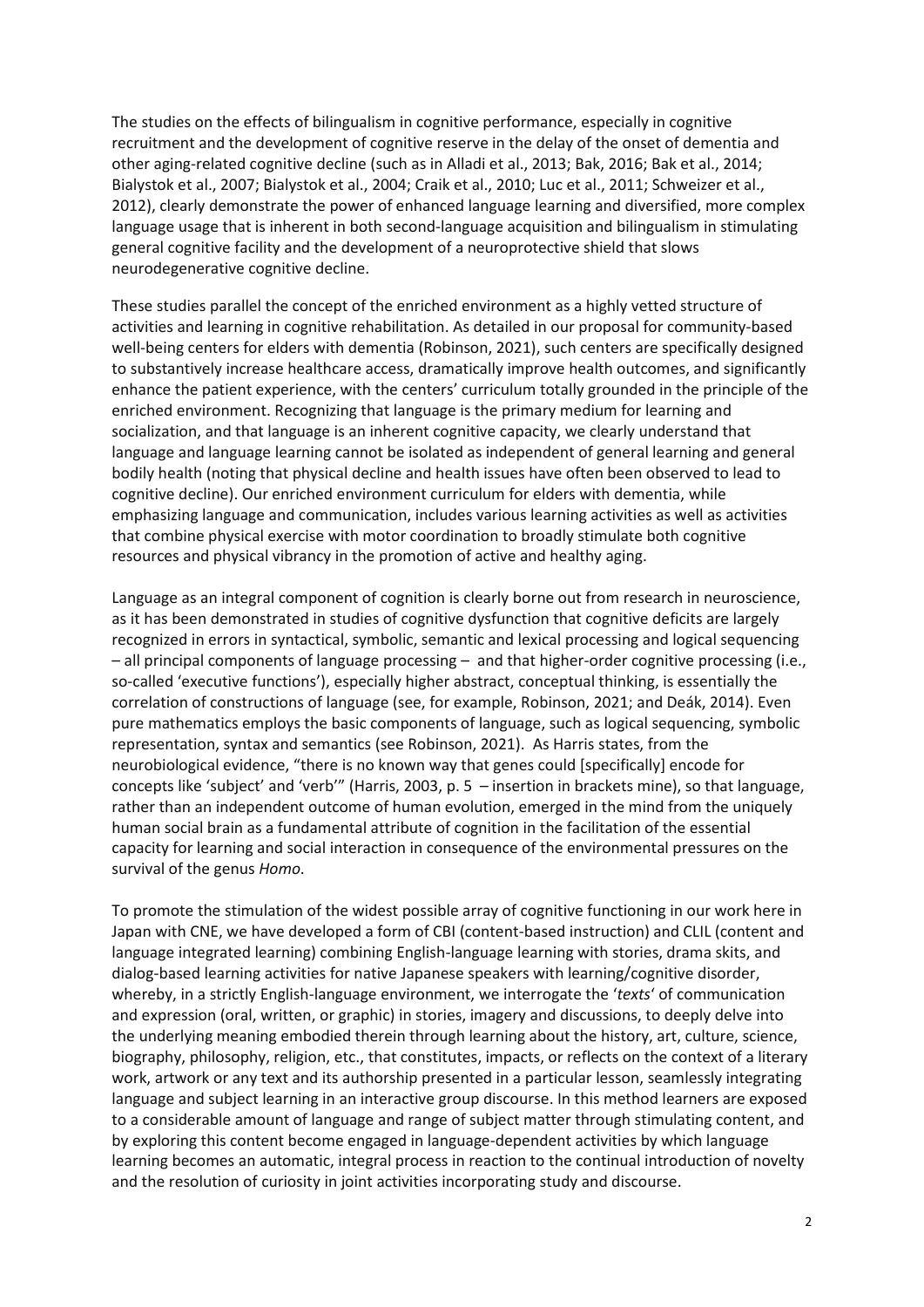The studies on the effects of bilingualism in cognitive performance, especially in cognitive recruitment and the development of cognitive reserve in the delay of the onset of dementia and other aging-related cognitive decline (such as in Alladi et al., 2013; Bak, 2016; Bak et al., 2014; Bialystok et al., 2007; Bialystok et al., 2004; Craik et al., 2010; Luc et al., 2011; Schweizer et al., 2012), clearly demonstrate the power of enhanced language learning and diversified, more complex language usage that is inherent in both second-language acquisition and bilingualism in stimulating general cognitive facility and the development of a neuroprotective shield that slows neurodegenerative cognitive decline.

These studies parallel the concept of the enriched environment as a highly vetted structure of activities and learning in cognitive rehabilitation. As detailed in our proposal for community-based well-being centers for elders with dementia (Robinson, 2021), such centers are specifically designed to substantively increase healthcare access, dramatically improve health outcomes, and significantly enhance the patient experience, with the centers' curriculum totally grounded in the principle of the enriched environment. Recognizing that language is the primary medium for learning and socialization, and that language is an inherent cognitive capacity, we clearly understand that language and language learning cannot be isolated as independent of general learning and general bodily health (noting that physical decline and health issues have often been observed to lead to cognitive decline). Our enriched environment curriculum for elders with dementia, while emphasizing language and communication, includes various learning activities as well as activities that combine physical exercise with motor coordination to broadly stimulate both cognitive resources and physical vibrancy in the promotion of active and healthy aging.

Language as an integral component of cognition is clearly borne out from research in neuroscience, as it has been demonstrated in studies of cognitive dysfunction that cognitive deficits are largely recognized in errors in syntactical, symbolic, semantic and lexical processing and logical sequencing – all principal components of language processing – and that higher-order cognitive processing (i.e., so-called 'executive functions'), especially higher abstract, conceptual thinking, is essentially the correlation of constructions of language (see, for example, Robinson, 2021; and Deák, 2014). Even pure mathematics employs the basic components of language, such as logical sequencing, symbolic representation, syntax and semantics (see Robinson, 2021). As Harris states, from the neurobiological evidence, "there is no known way that genes could [specifically] encode for concepts like 'subject' and 'verb'" (Harris, 2003, p. 5 – insertion in brackets mine), so that language, rather than an independent outcome of human evolution, emerged in the mind from the uniquely human social brain as a fundamental attribute of cognition in the facilitation of the essential capacity for learning and social interaction in consequence of the environmental pressures on the survival of the genus *Homo*.

To promote the stimulation of the widest possible array of cognitive functioning in our work here in Japan with CNE, we have developed a form of CBI (content-based instruction) and CLIL (content and language integrated learning) combining English-language learning with stories, drama skits, and dialog-based learning activities for native Japanese speakers with learning/cognitive disorder, whereby, in a strictly English-language environment, we interrogate the '*texts*' of communication and expression (oral, written, or graphic) in stories, imagery and discussions, to deeply delve into the underlying meaning embodied therein through learning about the history, art, culture, science, biography, philosophy, religion, etc., that constitutes, impacts, or reflects on the context of a literary work, artwork or any text and its authorship presented in a particular lesson, seamlessly integrating language and subject learning in an interactive group discourse. In this method learners are exposed to a considerable amount of language and range of subject matter through stimulating content, and by exploring this content become engaged in language-dependent activities by which language learning becomes an automatic, integral process in reaction to the continual introduction of novelty and the resolution of curiosity in joint activities incorporating study and discourse.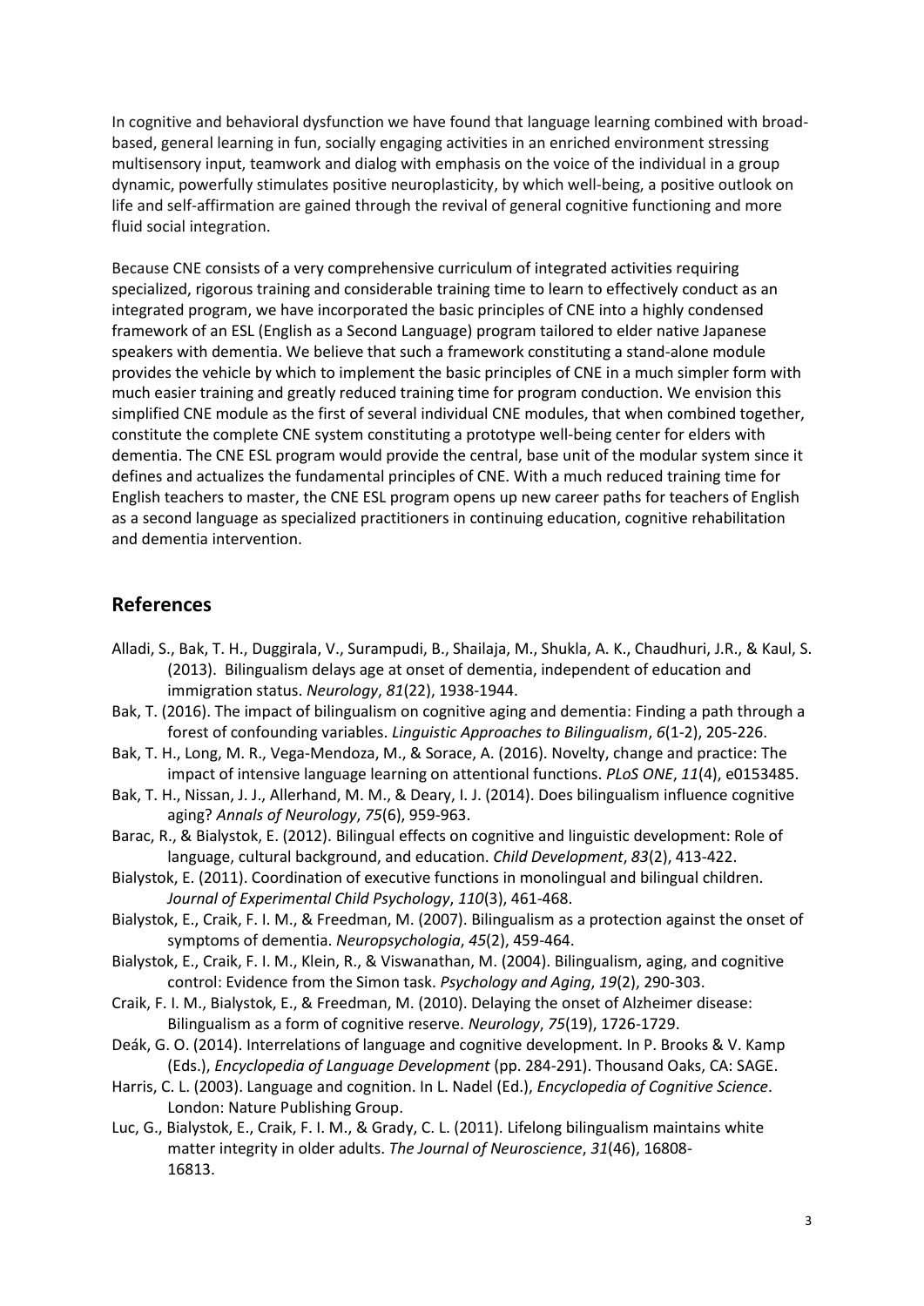In cognitive and behavioral dysfunction we have found that language learning combined with broad-based, general learning in fun, socially engaging activities in an enriched environment stressing multisensory input, teamwork and dialog with emphasis on the voice of the individual in a group dynamic, powerfully stimulates positive neuroplasticity, by which well-being, a positive outlook on life and self-affirmation are gained through the revival of general cognitive functioning and more fluid social integration.

Because CNE consists of a very comprehensive curriculum of integrated activities requiring specialized, rigorous training and considerable training time to learn to effectively conduct as an integrated program, we have incorporated the basic principles of CNE into a highly condensed framework of an ESL (English as a Second Language) program tailored to elder native Japanese speakers with dementia. We believe that such a framework constituting a stand-alone module provides the vehicle by which to implement the basic principles of CNE in a much simpler form with much easier training and greatly reduced training time for program conduction. We envision this simplified CNE module as the first of several individual CNE modules, that when combined together, constitute the complete CNE system constituting a prototype well-being center for elders with dementia. The CNE ESL program would provide the central, base unit of the modular system since it defines and actualizes the fundamental principles of CNE. With a much reduced training time for English teachers to master, the CNE ESL program opens up new career paths for teachers of English as a second language as specialized practitioners in continuing education, cognitive rehabilitation and dementia intervention.

## References

Alladi, S., Bak, T. H., Duggirala, V., Surampudi, B., Shailaja, M., Shukla, A. K., Chaudhuri, J.R., & Kaul, S. (2013). Bilingualism delays age at onset of dementia, independent of education and immigration status. *Neurology*, *81*(22), 1938-1944.

Bak, T. (2016). The impact of bilingualism on cognitive aging and dementia: Finding a path through a forest of confounding variables. *Linguistic Approaches to Bilingualism*, *6*(1-2), 205-226.

Bak, T. H., Long, M. R., Vega-Mendoza, M., & Sorace, A. (2016). Novelty, change and practice: The impact of intensive language learning on attentional functions. *PLoS ONE*, *11*(4), e0153485.

Bak, T. H., Nissan, J. J., Allerhand, M. M., & Deary, I. J. (2014). Does bilingualism influence cognitive aging? *Annals of Neurology*, *75*(6), 959-963.

Barac, R., & Bialystok, E. (2012). Bilingual effects on cognitive and linguistic development: Role of language, cultural background, and education. *Child Development*, *83*(2), 413-422.

Bialystok, E. (2011). Coordination of executive functions in monolingual and bilingual children. *Journal of Experimental Child Psychology*, *110*(3), 461-468.

Bialystok, E., Craik, F. I. M., & Freedman, M. (2007). Bilingualism as a protection against the onset of symptoms of dementia. *Neuropsychologia*, *45*(2), 459-464.

Bialystok, E., Craik, F. I. M., Klein, R., & Viswanathan, M. (2004). Bilingualism, aging, and cognitive control: Evidence from the Simon task. *Psychology and Aging*, *19*(2), 290-303.

Craik, F. I. M., Bialystok, E., & Freedman, M. (2010). Delaying the onset of Alzheimer disease: Bilingualism as a form of cognitive reserve. *Neurology*, *75*(19), 1726-1729.

Deák, G. O. (2014). Interrelations of language and cognitive development. In P. Brooks & V. Kamp (Eds.), *Encyclopedia of Language Development* (pp. 284-291). Thousand Oaks, CA: SAGE.

Harris, C. L. (2003). Language and cognition. In L. Nadel (Ed.), *Encyclopedia of Cognitive Science*. London: Nature Publishing Group.

Luc, G., Bialystok, E., Craik, F. I. M., & Grady, C. L. (2011). Lifelong bilingualism maintains white matter integrity in older adults. *The Journal of Neuroscience*, *31*(46), 16808-16813.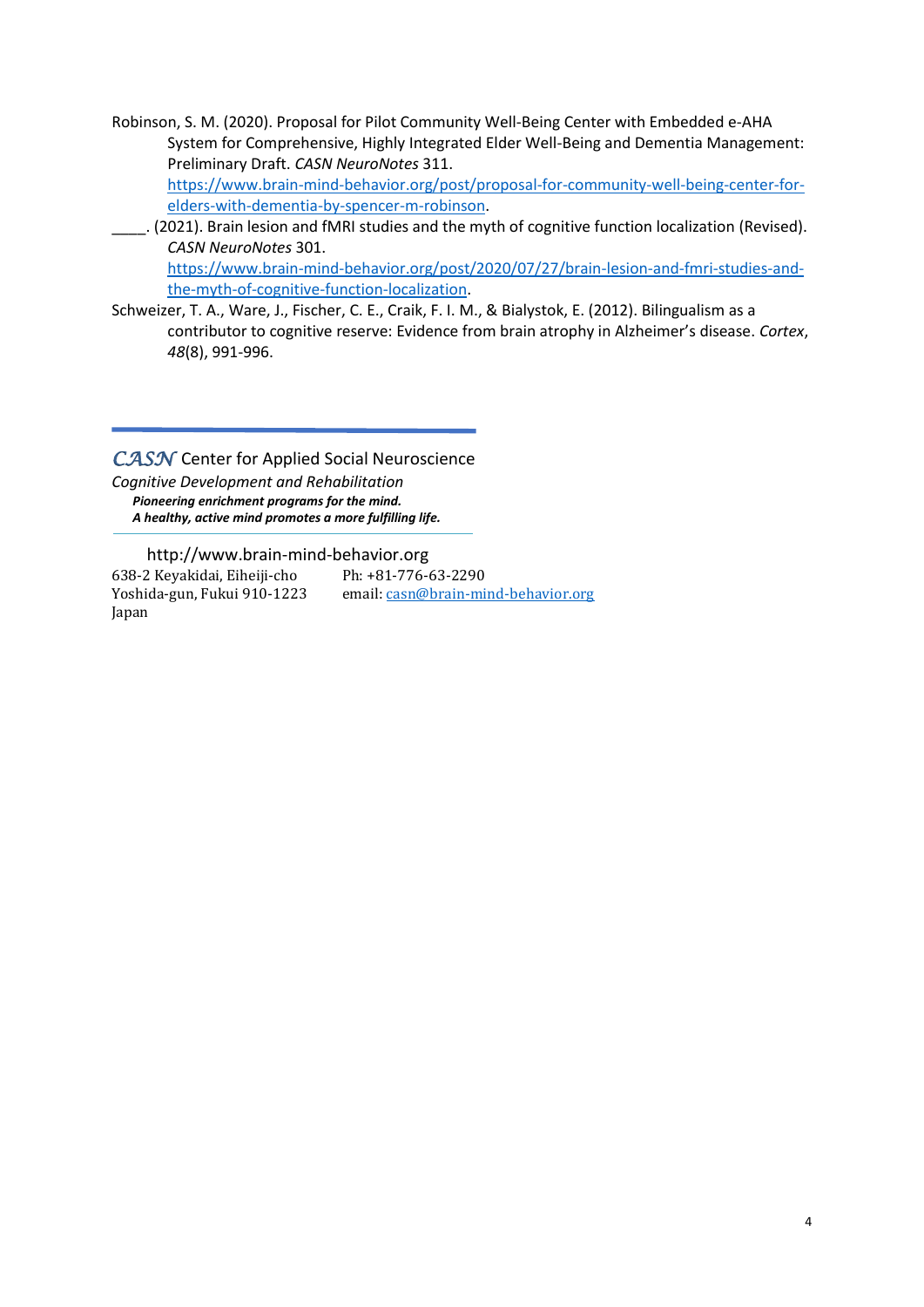Robinson, S. M. (2020). Proposal for Pilot Community Well-Being Center with Embedded e-AHA System for Comprehensive, Highly Integrated Elder Well-Being and Dementia Management: Preliminary Draft. *CASN NeuroNotes* 311. https://www.brain-mind-behavior.org/post/proposal-for-community-well-being-center-for-elders-with-dementia-by-spencer-m-robinson.

____. (2021). Brain lesion and fMRI studies and the myth of cognitive function localization (Revised). *CASN NeuroNotes* 301. https://www.brain-mind-behavior.org/post/2020/07/27/brain-lesion-and-fmri-studies-and-the-myth-of-cognitive-function-localization.

Schweizer, T. A., Ware, J., Fischer, C. E., Craik, F. I. M., & Bialystok, E. (2012). Bilingualism as a contributor to cognitive reserve: Evidence from brain atrophy in Alzheimer's disease. *Cortex*, *48*(8), 991-996.

---

*CASN* Center for Applied Social Neuroscience

*Cognitive Development and Rehabilitation*

***Pioneering enrichment programs for the mind.***

***A healthy, active mind promotes a more fulfilling life.***

http://www.brain-mind-behavior.org

638-2 Keyakidai, Eiheiji-cho
Yoshida-gun, Fukui 910-1223
Japan

Ph: +81-776-63-2290
email: casn@brain-mind-behavior.org